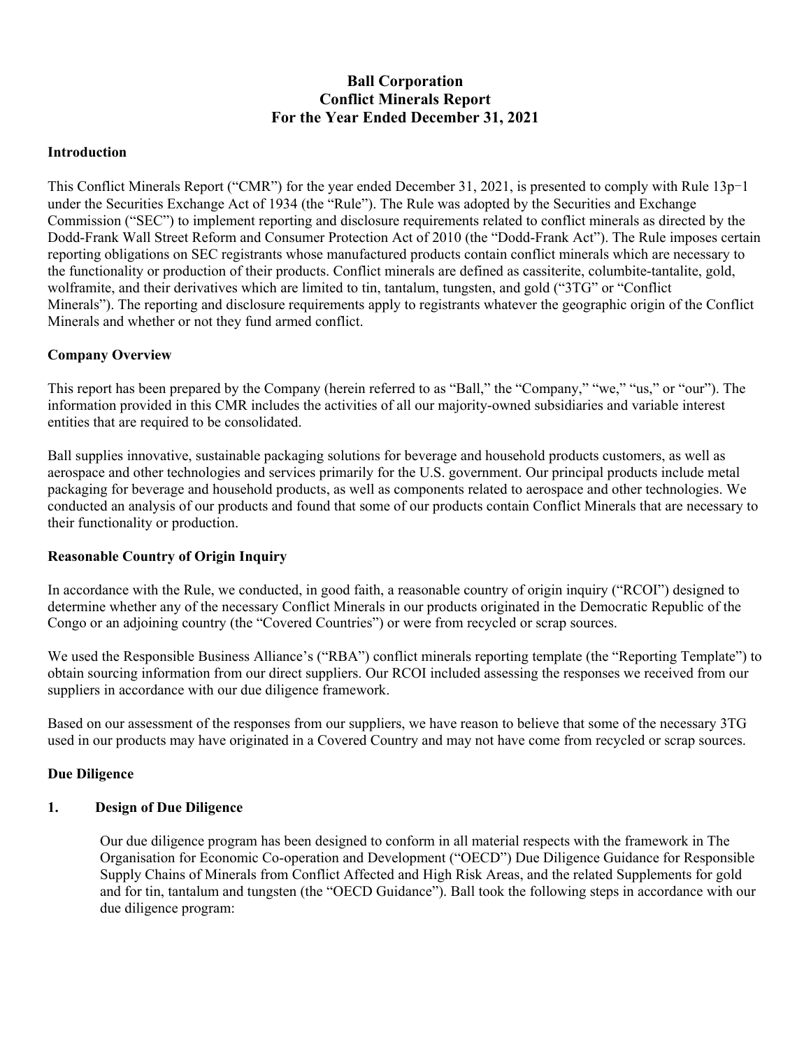# Ball Corporation
# Conflict Minerals Report
# For the Year Ended December 31, 2021

## Introduction

This Conflict Minerals Report ("CMR") for the year ended December 31, 2021, is presented to comply with Rule 13p−1 under the Securities Exchange Act of 1934 (the "Rule"). The Rule was adopted by the Securities and Exchange Commission ("SEC") to implement reporting and disclosure requirements related to conflict minerals as directed by the Dodd-Frank Wall Street Reform and Consumer Protection Act of 2010 (the "Dodd-Frank Act"). The Rule imposes certain reporting obligations on SEC registrants whose manufactured products contain conflict minerals which are necessary to the functionality or production of their products. Conflict minerals are defined as cassiterite, columbite-tantalite, gold, wolframite, and their derivatives which are limited to tin, tantalum, tungsten, and gold ("3TG" or "Conflict Minerals"). The reporting and disclosure requirements apply to registrants whatever the geographic origin of the Conflict Minerals and whether or not they fund armed conflict.

## Company Overview

This report has been prepared by the Company (herein referred to as "Ball," the "Company," "we," "us," or "our"). The information provided in this CMR includes the activities of all our majority-owned subsidiaries and variable interest entities that are required to be consolidated.

Ball supplies innovative, sustainable packaging solutions for beverage and household products customers, as well as aerospace and other technologies and services primarily for the U.S. government. Our principal products include metal packaging for beverage and household products, as well as components related to aerospace and other technologies. We conducted an analysis of our products and found that some of our products contain Conflict Minerals that are necessary to their functionality or production.

## Reasonable Country of Origin Inquiry

In accordance with the Rule, we conducted, in good faith, a reasonable country of origin inquiry ("RCOI") designed to determine whether any of the necessary Conflict Minerals in our products originated in the Democratic Republic of the Congo or an adjoining country (the "Covered Countries") or were from recycled or scrap sources.

We used the Responsible Business Alliance's ("RBA") conflict minerals reporting template (the "Reporting Template") to obtain sourcing information from our direct suppliers. Our RCOI included assessing the responses we received from our suppliers in accordance with our due diligence framework.

Based on our assessment of the responses from our suppliers, we have reason to believe that some of the necessary 3TG used in our products may have originated in a Covered Country and may not have come from recycled or scrap sources.

## Due Diligence

### 1. Design of Due Diligence

Our due diligence program has been designed to conform in all material respects with the framework in The Organisation for Economic Co-operation and Development ("OECD") Due Diligence Guidance for Responsible Supply Chains of Minerals from Conflict Affected and High Risk Areas, and the related Supplements for gold and for tin, tantalum and tungsten (the "OECD Guidance"). Ball took the following steps in accordance with our due diligence program: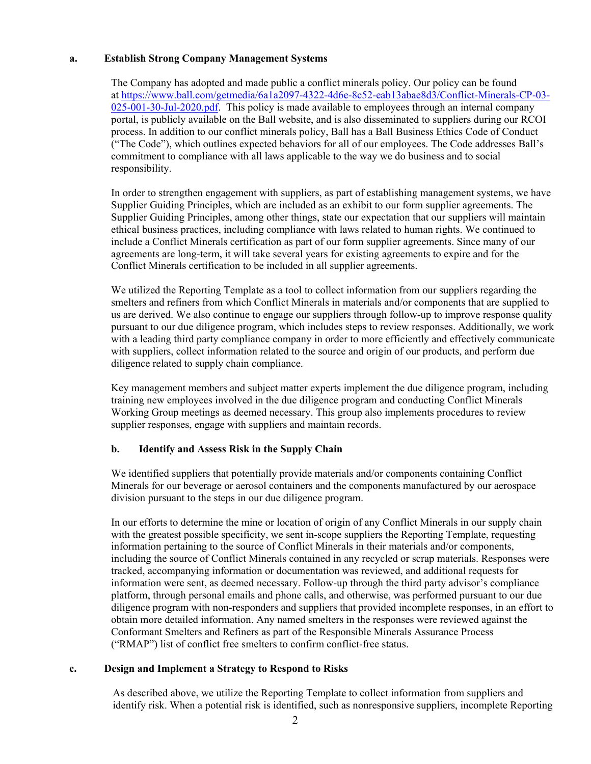### a. Establish Strong Company Management Systems

The Company has adopted and made public a conflict minerals policy. Our policy can be found at https://www.ball.com/getmedia/6a1a2097-4322-4d6e-8c52-eab13abae8d3/Conflict-Minerals-CP-03-025-001-30-Jul-2020.pdf. This policy is made available to employees through an internal company portal, is publicly available on the Ball website, and is also disseminated to suppliers during our RCOI process. In addition to our conflict minerals policy, Ball has a Ball Business Ethics Code of Conduct ("The Code"), which outlines expected behaviors for all of our employees. The Code addresses Ball's commitment to compliance with all laws applicable to the way we do business and to social responsibility.

In order to strengthen engagement with suppliers, as part of establishing management systems, we have Supplier Guiding Principles, which are included as an exhibit to our form supplier agreements. The Supplier Guiding Principles, among other things, state our expectation that our suppliers will maintain ethical business practices, including compliance with laws related to human rights. We continued to include a Conflict Minerals certification as part of our form supplier agreements. Since many of our agreements are long-term, it will take several years for existing agreements to expire and for the Conflict Minerals certification to be included in all supplier agreements.

We utilized the Reporting Template as a tool to collect information from our suppliers regarding the smelters and refiners from which Conflict Minerals in materials and/or components that are supplied to us are derived. We also continue to engage our suppliers through follow-up to improve response quality pursuant to our due diligence program, which includes steps to review responses. Additionally, we work with a leading third party compliance company in order to more efficiently and effectively communicate with suppliers, collect information related to the source and origin of our products, and perform due diligence related to supply chain compliance.

Key management members and subject matter experts implement the due diligence program, including training new employees involved in the due diligence program and conducting Conflict Minerals Working Group meetings as deemed necessary. This group also implements procedures to review supplier responses, engage with suppliers and maintain records.

### b. Identify and Assess Risk in the Supply Chain

We identified suppliers that potentially provide materials and/or components containing Conflict Minerals for our beverage or aerosol containers and the components manufactured by our aerospace division pursuant to the steps in our due diligence program.

In our efforts to determine the mine or location of origin of any Conflict Minerals in our supply chain with the greatest possible specificity, we sent in-scope suppliers the Reporting Template, requesting information pertaining to the source of Conflict Minerals in their materials and/or components, including the source of Conflict Minerals contained in any recycled or scrap materials. Responses were tracked, accompanying information or documentation was reviewed, and additional requests for information were sent, as deemed necessary. Follow-up through the third party advisor's compliance platform, through personal emails and phone calls, and otherwise, was performed pursuant to our due diligence program with non-responders and suppliers that provided incomplete responses, in an effort to obtain more detailed information. Any named smelters in the responses were reviewed against the Conformant Smelters and Refiners as part of the Responsible Minerals Assurance Process ("RMAP") list of conflict free smelters to confirm conflict-free status.

### c. Design and Implement a Strategy to Respond to Risks

As described above, we utilize the Reporting Template to collect information from suppliers and identify risk. When a potential risk is identified, such as nonresponsive suppliers, incomplete Reporting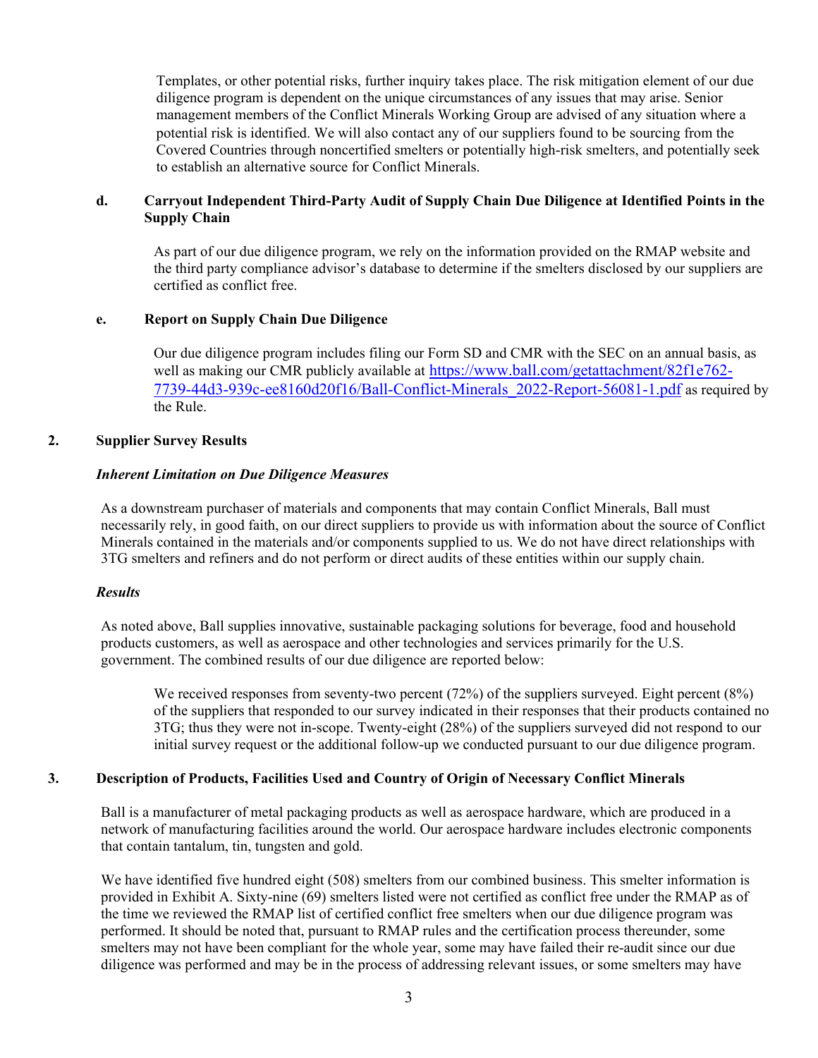Templates, or other potential risks, further inquiry takes place. The risk mitigation element of our due diligence program is dependent on the unique circumstances of any issues that may arise. Senior management members of the Conflict Minerals Working Group are advised of any situation where a potential risk is identified. We will also contact any of our suppliers found to be sourcing from the Covered Countries through noncertified smelters or potentially high-risk smelters, and potentially seek to establish an alternative source for Conflict Minerals.

**d. Carryout Independent Third-Party Audit of Supply Chain Due Diligence at Identified Points in the Supply Chain**

As part of our due diligence program, we rely on the information provided on the RMAP website and the third party compliance advisor's database to determine if the smelters disclosed by our suppliers are certified as conflict free.

**e. Report on Supply Chain Due Diligence**

Our due diligence program includes filing our Form SD and CMR with the SEC on an annual basis, as well as making our CMR publicly available at https://www.ball.com/getattachment/82f1e762-7739-44d3-939c-ee8160d20f16/Ball-Conflict-Minerals_2022-Report-56081-1.pdf as required by the Rule.

## 2. Supplier Survey Results

***Inherent Limitation on Due Diligence Measures***

As a downstream purchaser of materials and components that may contain Conflict Minerals, Ball must necessarily rely, in good faith, on our direct suppliers to provide us with information about the source of Conflict Minerals contained in the materials and/or components supplied to us. We do not have direct relationships with 3TG smelters and refiners and do not perform or direct audits of these entities within our supply chain.

***Results***

As noted above, Ball supplies innovative, sustainable packaging solutions for beverage, food and household products customers, as well as aerospace and other technologies and services primarily for the U.S. government. The combined results of our due diligence are reported below:

> We received responses from seventy-two percent (72%) of the suppliers surveyed. Eight percent (8%) of the suppliers that responded to our survey indicated in their responses that their products contained no 3TG; thus they were not in-scope. Twenty-eight (28%) of the suppliers surveyed did not respond to our initial survey request or the additional follow-up we conducted pursuant to our due diligence program.

## 3. Description of Products, Facilities Used and Country of Origin of Necessary Conflict Minerals

Ball is a manufacturer of metal packaging products as well as aerospace hardware, which are produced in a network of manufacturing facilities around the world. Our aerospace hardware includes electronic components that contain tantalum, tin, tungsten and gold.

We have identified five hundred eight (508) smelters from our combined business. This smelter information is provided in Exhibit A. Sixty-nine (69) smelters listed were not certified as conflict free under the RMAP as of the time we reviewed the RMAP list of certified conflict free smelters when our due diligence program was performed. It should be noted that, pursuant to RMAP rules and the certification process thereunder, some smelters may not have been compliant for the whole year, some may have failed their re-audit since our due diligence was performed and may be in the process of addressing relevant issues, or some smelters may have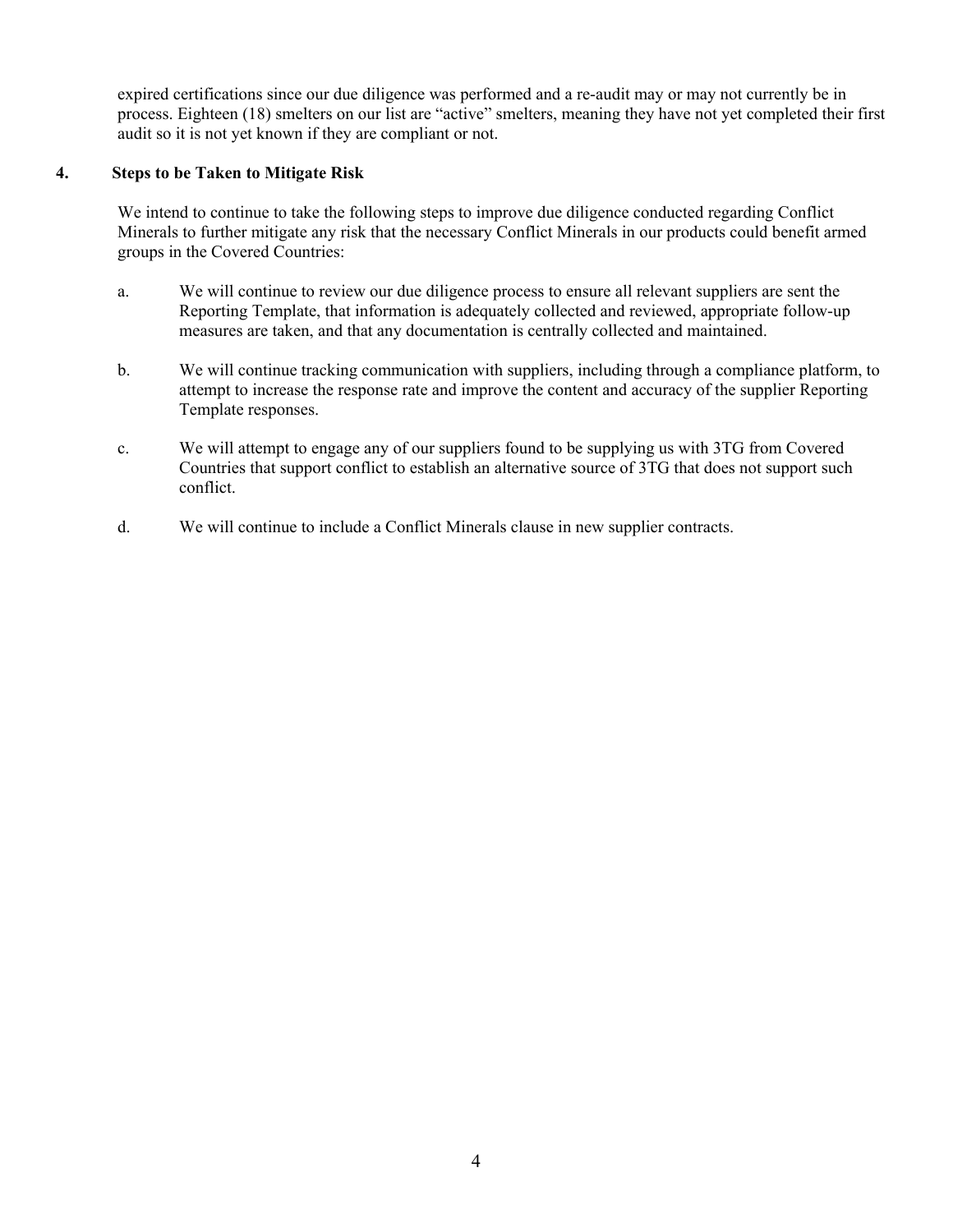expired certifications since our due diligence was performed and a re-audit may or may not currently be in process. Eighteen (18) smelters on our list are "active" smelters, meaning they have not yet completed their first audit so it is not yet known if they are compliant or not.

### 4. Steps to be Taken to Mitigate Risk

We intend to continue to take the following steps to improve due diligence conducted regarding Conflict Minerals to further mitigate any risk that the necessary Conflict Minerals in our products could benefit armed groups in the Covered Countries:

a. We will continue to review our due diligence process to ensure all relevant suppliers are sent the Reporting Template, that information is adequately collected and reviewed, appropriate follow-up measures are taken, and that any documentation is centrally collected and maintained.

b. We will continue tracking communication with suppliers, including through a compliance platform, to attempt to increase the response rate and improve the content and accuracy of the supplier Reporting Template responses.

c. We will attempt to engage any of our suppliers found to be supplying us with 3TG from Covered Countries that support conflict to establish an alternative source of 3TG that does not support such conflict.

d. We will continue to include a Conflict Minerals clause in new supplier contracts.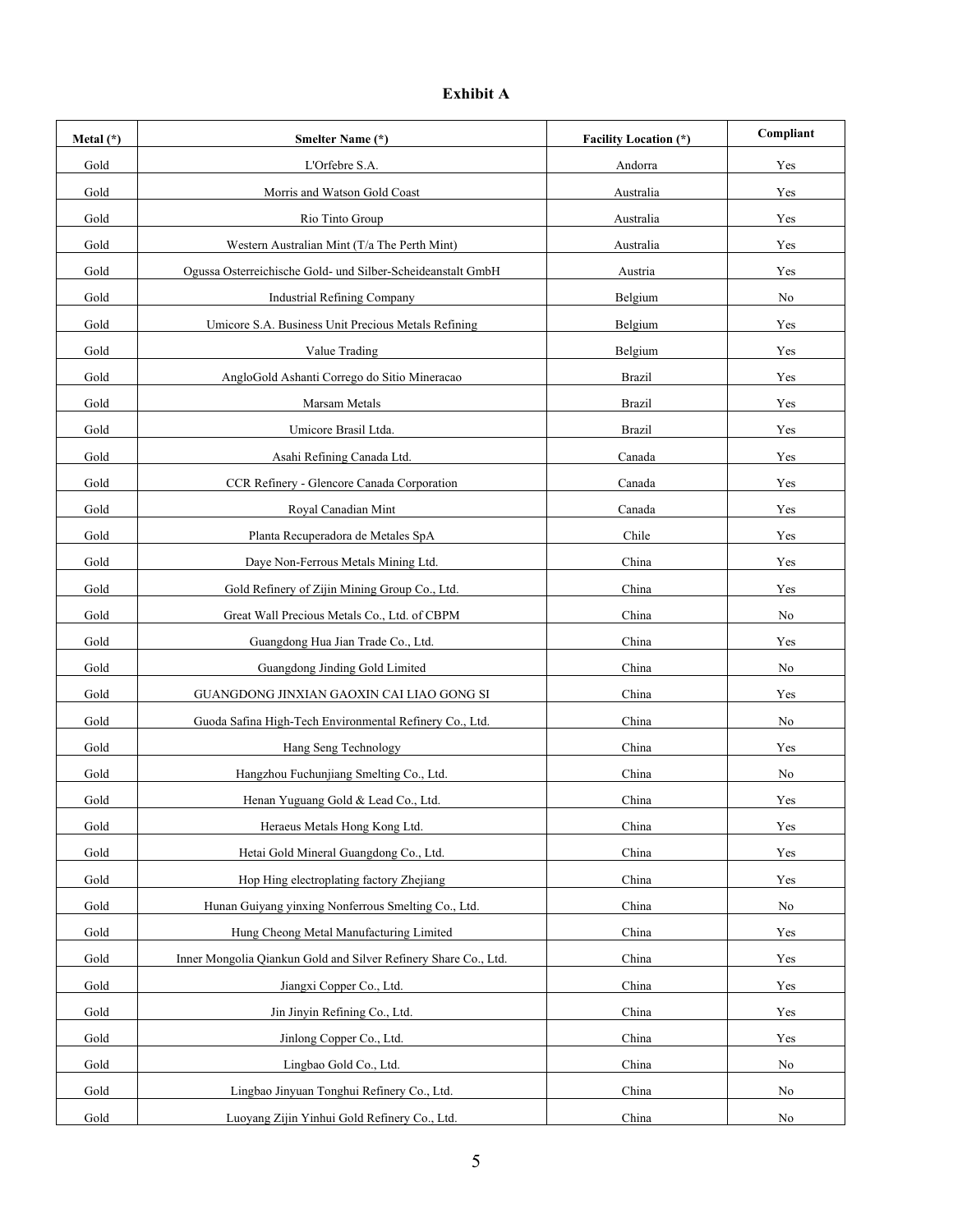**Exhibit A**

| Metal (*) | Smelter Name (*) | Facility Location (*) | Compliant |
|---|---|---|---|
| Gold | L'Orfebre S.A. | Andorra | Yes |
| Gold | Morris and Watson Gold Coast | Australia | Yes |
| Gold | Rio Tinto Group | Australia | Yes |
| Gold | Western Australian Mint (T/a The Perth Mint) | Australia | Yes |
| Gold | Ogussa Osterreichische Gold- und Silber-Scheideanstalt GmbH | Austria | Yes |
| Gold | Industrial Refining Company | Belgium | No |
| Gold | Umicore S.A. Business Unit Precious Metals Refining | Belgium | Yes |
| Gold | Value Trading | Belgium | Yes |
| Gold | AngloGold Ashanti Corrego do Sitio Mineracao | Brazil | Yes |
| Gold | Marsam Metals | Brazil | Yes |
| Gold | Umicore Brasil Ltda. | Brazil | Yes |
| Gold | Asahi Refining Canada Ltd. | Canada | Yes |
| Gold | CCR Refinery - Glencore Canada Corporation | Canada | Yes |
| Gold | Royal Canadian Mint | Canada | Yes |
| Gold | Planta Recuperadora de Metales SpA | Chile | Yes |
| Gold | Daye Non-Ferrous Metals Mining Ltd. | China | Yes |
| Gold | Gold Refinery of Zijin Mining Group Co., Ltd. | China | Yes |
| Gold | Great Wall Precious Metals Co., Ltd. of CBPM | China | No |
| Gold | Guangdong Hua Jian Trade Co., Ltd. | China | Yes |
| Gold | Guangdong Jinding Gold Limited | China | No |
| Gold | GUANGDONG JINXIAN GAOXIN CAI LIAO GONG SI | China | Yes |
| Gold | Guoda Safina High-Tech Environmental Refinery Co., Ltd. | China | No |
| Gold | Hang Seng Technology | China | Yes |
| Gold | Hangzhou Fuchunjiang Smelting Co., Ltd. | China | No |
| Gold | Henan Yuguang Gold & Lead Co., Ltd. | China | Yes |
| Gold | Heraeus Metals Hong Kong Ltd. | China | Yes |
| Gold | Hetai Gold Mineral Guangdong Co., Ltd. | China | Yes |
| Gold | Hop Hing electroplating factory Zhejiang | China | Yes |
| Gold | Hunan Guiyang yinxing Nonferrous Smelting Co., Ltd. | China | No |
| Gold | Hung Cheong Metal Manufacturing Limited | China | Yes |
| Gold | Inner Mongolia Qiankun Gold and Silver Refinery Share Co., Ltd. | China | Yes |
| Gold | Jiangxi Copper Co., Ltd. | China | Yes |
| Gold | Jin Jinyin Refining Co., Ltd. | China | Yes |
| Gold | Jinlong Copper Co., Ltd. | China | Yes |
| Gold | Lingbao Gold Co., Ltd. | China | No |
| Gold | Lingbao Jinyuan Tonghui Refinery Co., Ltd. | China | No |
| Gold | Luoyang Zijin Yinhui Gold Refinery Co., Ltd. | China | No |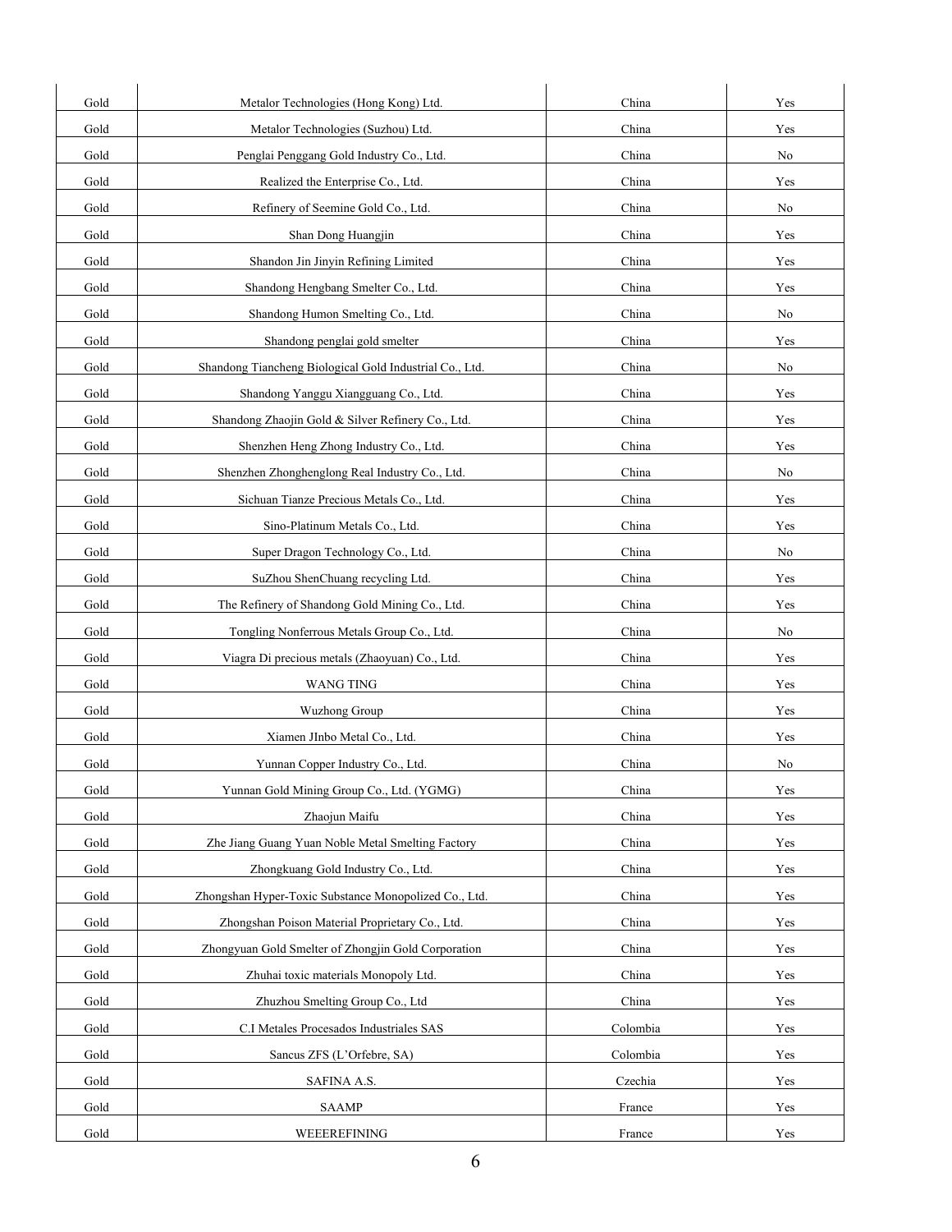| Gold | Metalor Technologies (Hong Kong) Ltd. | China | Yes |
|---|---|---|---|
| Gold | Metalor Technologies (Suzhou) Ltd. | China | Yes |
| Gold | Penglai Penggang Gold Industry Co., Ltd. | China | No |
| Gold | Realized the Enterprise Co., Ltd. | China | Yes |
| Gold | Refinery of Seemine Gold Co., Ltd. | China | No |
| Gold | Shan Dong Huangjin | China | Yes |
| Gold | Shandon Jin Jinyin Refining Limited | China | Yes |
| Gold | Shandong Hengbang Smelter Co., Ltd. | China | Yes |
| Gold | Shandong Humon Smelting Co., Ltd. | China | No |
| Gold | Shandong penglai gold smelter | China | Yes |
| Gold | Shandong Tiancheng Biological Gold Industrial Co., Ltd. | China | No |
| Gold | Shandong Yanggu Xiangguang Co., Ltd. | China | Yes |
| Gold | Shandong Zhaojin Gold & Silver Refinery Co., Ltd. | China | Yes |
| Gold | Shenzhen Heng Zhong Industry Co., Ltd. | China | Yes |
| Gold | Shenzhen Zhonghenglong Real Industry Co., Ltd. | China | No |
| Gold | Sichuan Tianze Precious Metals Co., Ltd. | China | Yes |
| Gold | Sino-Platinum Metals Co., Ltd. | China | Yes |
| Gold | Super Dragon Technology Co., Ltd. | China | No |
| Gold | SuZhou ShenChuang recycling Ltd. | China | Yes |
| Gold | The Refinery of Shandong Gold Mining Co., Ltd. | China | Yes |
| Gold | Tongling Nonferrous Metals Group Co., Ltd. | China | No |
| Gold | Viagra Di precious metals (Zhaoyuan) Co., Ltd. | China | Yes |
| Gold | WANG TING | China | Yes |
| Gold | Wuzhong Group | China | Yes |
| Gold | Xiamen JInbo Metal Co., Ltd. | China | Yes |
| Gold | Yunnan Copper Industry Co., Ltd. | China | No |
| Gold | Yunnan Gold Mining Group Co., Ltd. (YGMG) | China | Yes |
| Gold | Zhaojun Maifu | China | Yes |
| Gold | Zhe Jiang Guang Yuan Noble Metal Smelting Factory | China | Yes |
| Gold | Zhongkuang Gold Industry Co., Ltd. | China | Yes |
| Gold | Zhongshan Hyper-Toxic Substance Monopolized Co., Ltd. | China | Yes |
| Gold | Zhongshan Poison Material Proprietary Co., Ltd. | China | Yes |
| Gold | Zhongyuan Gold Smelter of Zhongjin Gold Corporation | China | Yes |
| Gold | Zhuhai toxic materials Monopoly Ltd. | China | Yes |
| Gold | Zhuzhou Smelting Group Co., Ltd | China | Yes |
| Gold | C.I Metales Procesados Industriales SAS | Colombia | Yes |
| Gold | Sancus ZFS (L'Orfebre, SA) | Colombia | Yes |
| Gold | SAFINA A.S. | Czechia | Yes |
| Gold | SAAMP | France | Yes |
| Gold | WEEEREFINING | France | Yes |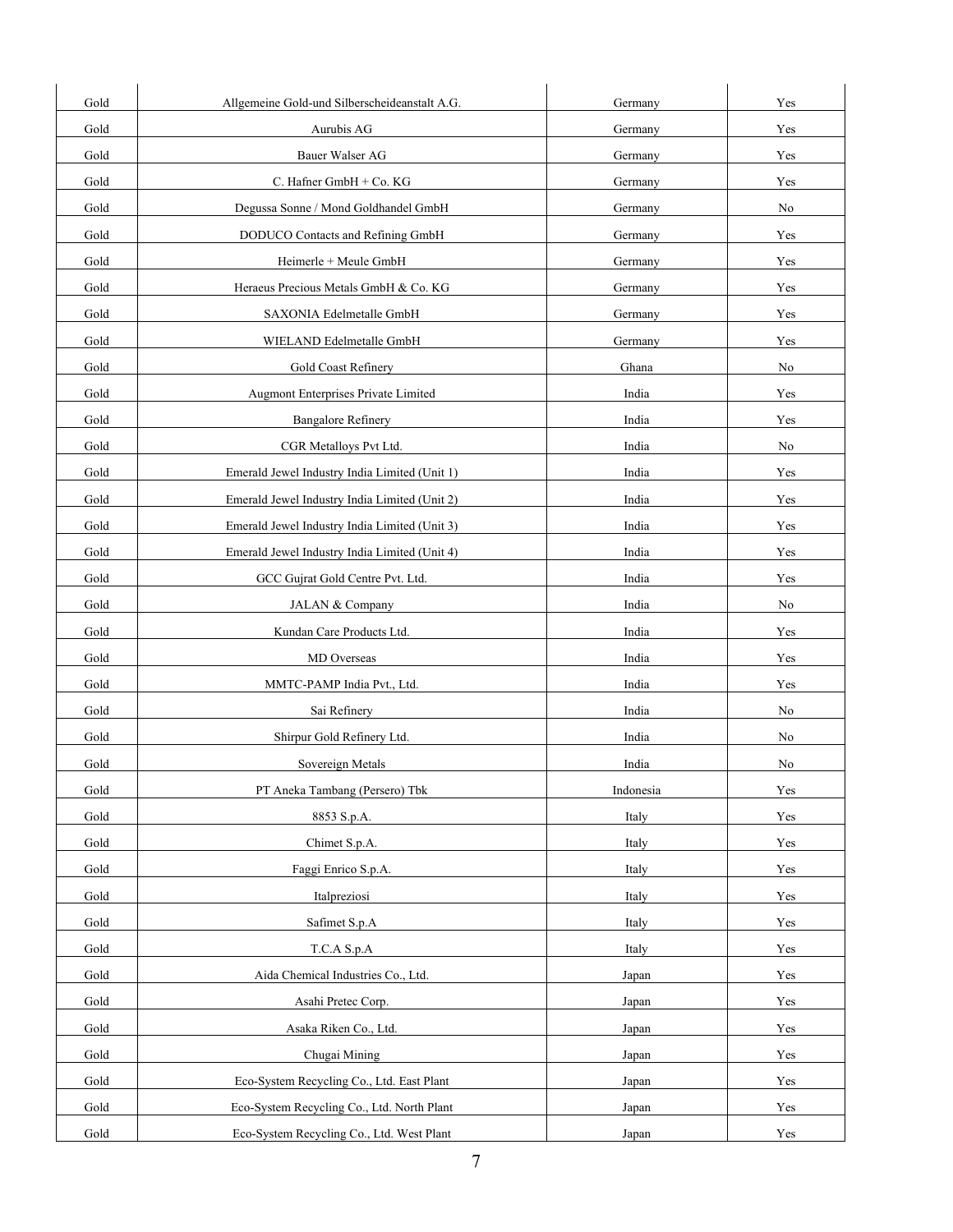| | | | |
|---|---|---|---|
| Gold | Allgemeine Gold-und Silberscheideanstalt A.G. | Germany | Yes |
| Gold | Aurubis AG | Germany | Yes |
| Gold | Bauer Walser AG | Germany | Yes |
| Gold | C. Hafner GmbH + Co. KG | Germany | Yes |
| Gold | Degussa Sonne / Mond Goldhandel GmbH | Germany | No |
| Gold | DODUCO Contacts and Refining GmbH | Germany | Yes |
| Gold | Heimerle + Meule GmbH | Germany | Yes |
| Gold | Heraeus Precious Metals GmbH & Co. KG | Germany | Yes |
| Gold | SAXONIA Edelmetalle GmbH | Germany | Yes |
| Gold | WIELAND Edelmetalle GmbH | Germany | Yes |
| Gold | Gold Coast Refinery | Ghana | No |
| Gold | Augmont Enterprises Private Limited | India | Yes |
| Gold | Bangalore Refinery | India | Yes |
| Gold | CGR Metalloys Pvt Ltd. | India | No |
| Gold | Emerald Jewel Industry India Limited (Unit 1) | India | Yes |
| Gold | Emerald Jewel Industry India Limited (Unit 2) | India | Yes |
| Gold | Emerald Jewel Industry India Limited (Unit 3) | India | Yes |
| Gold | Emerald Jewel Industry India Limited (Unit 4) | India | Yes |
| Gold | GCC Gujrat Gold Centre Pvt. Ltd. | India | Yes |
| Gold | JALAN & Company | India | No |
| Gold | Kundan Care Products Ltd. | India | Yes |
| Gold | MD Overseas | India | Yes |
| Gold | MMTC-PAMP India Pvt., Ltd. | India | Yes |
| Gold | Sai Refinery | India | No |
| Gold | Shirpur Gold Refinery Ltd. | India | No |
| Gold | Sovereign Metals | India | No |
| Gold | PT Aneka Tambang (Persero) Tbk | Indonesia | Yes |
| Gold | 8853 S.p.A. | Italy | Yes |
| Gold | Chimet S.p.A. | Italy | Yes |
| Gold | Faggi Enrico S.p.A. | Italy | Yes |
| Gold | Italpreziosi | Italy | Yes |
| Gold | Safimet S.p.A | Italy | Yes |
| Gold | T.C.A S.p.A | Italy | Yes |
| Gold | Aida Chemical Industries Co., Ltd. | Japan | Yes |
| Gold | Asahi Pretec Corp. | Japan | Yes |
| Gold | Asaka Riken Co., Ltd. | Japan | Yes |
| Gold | Chugai Mining | Japan | Yes |
| Gold | Eco-System Recycling Co., Ltd. East Plant | Japan | Yes |
| Gold | Eco-System Recycling Co., Ltd. North Plant | Japan | Yes |
| Gold | Eco-System Recycling Co., Ltd. West Plant | Japan | Yes |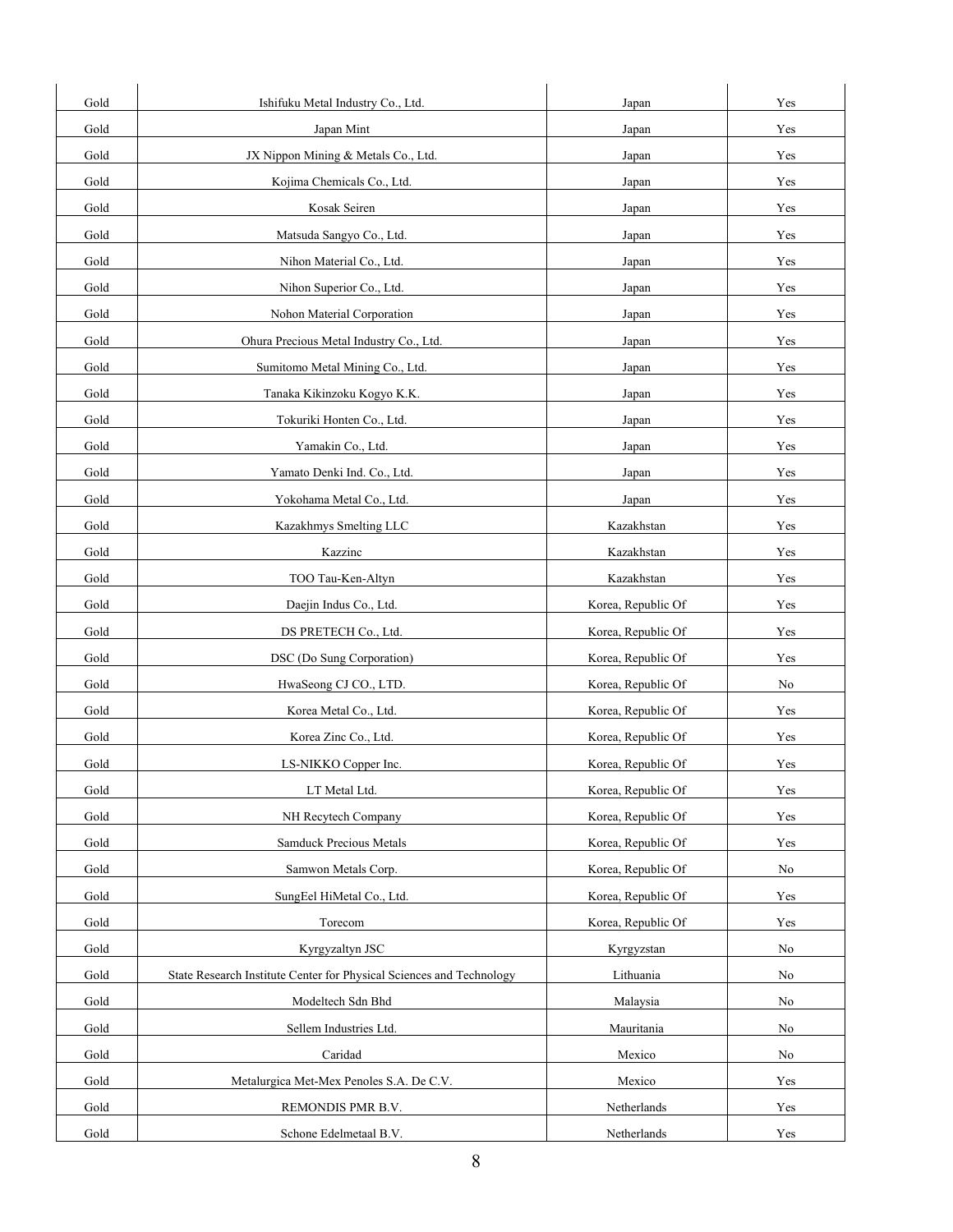| Gold | Ishifuku Metal Industry Co., Ltd. | Japan | Yes |
|---|---|---|---|
| Gold | Japan Mint | Japan | Yes |
| Gold | JX Nippon Mining & Metals Co., Ltd. | Japan | Yes |
| Gold | Kojima Chemicals Co., Ltd. | Japan | Yes |
| Gold | Kosak Seiren | Japan | Yes |
| Gold | Matsuda Sangyo Co., Ltd. | Japan | Yes |
| Gold | Nihon Material Co., Ltd. | Japan | Yes |
| Gold | Nihon Superior Co., Ltd. | Japan | Yes |
| Gold | Nohon Material Corporation | Japan | Yes |
| Gold | Ohura Precious Metal Industry Co., Ltd. | Japan | Yes |
| Gold | Sumitomo Metal Mining Co., Ltd. | Japan | Yes |
| Gold | Tanaka Kikinzoku Kogyo K.K. | Japan | Yes |
| Gold | Tokuriki Honten Co., Ltd. | Japan | Yes |
| Gold | Yamakin Co., Ltd. | Japan | Yes |
| Gold | Yamato Denki Ind. Co., Ltd. | Japan | Yes |
| Gold | Yokohama Metal Co., Ltd. | Japan | Yes |
| Gold | Kazakhmys Smelting LLC | Kazakhstan | Yes |
| Gold | Kazzinc | Kazakhstan | Yes |
| Gold | TOO Tau-Ken-Altyn | Kazakhstan | Yes |
| Gold | Daejin Indus Co., Ltd. | Korea, Republic Of | Yes |
| Gold | DS PRETECH Co., Ltd. | Korea, Republic Of | Yes |
| Gold | DSC (Do Sung Corporation) | Korea, Republic Of | Yes |
| Gold | HwaSeong CJ CO., LTD. | Korea, Republic Of | No |
| Gold | Korea Metal Co., Ltd. | Korea, Republic Of | Yes |
| Gold | Korea Zinc Co., Ltd. | Korea, Republic Of | Yes |
| Gold | LS-NIKKO Copper Inc. | Korea, Republic Of | Yes |
| Gold | LT Metal Ltd. | Korea, Republic Of | Yes |
| Gold | NH Recytech Company | Korea, Republic Of | Yes |
| Gold | Samduck Precious Metals | Korea, Republic Of | Yes |
| Gold | Samwon Metals Corp. | Korea, Republic Of | No |
| Gold | SungEel HiMetal Co., Ltd. | Korea, Republic Of | Yes |
| Gold | Torecom | Korea, Republic Of | Yes |
| Gold | Kyrgyzaltyn JSC | Kyrgyzstan | No |
| Gold | State Research Institute Center for Physical Sciences and Technology | Lithuania | No |
| Gold | Modeltech Sdn Bhd | Malaysia | No |
| Gold | Sellem Industries Ltd. | Mauritania | No |
| Gold | Caridad | Mexico | No |
| Gold | Metalurgica Met-Mex Penoles S.A. De C.V. | Mexico | Yes |
| Gold | REMONDIS PMR B.V. | Netherlands | Yes |
| Gold | Schone Edelmetaal B.V. | Netherlands | Yes |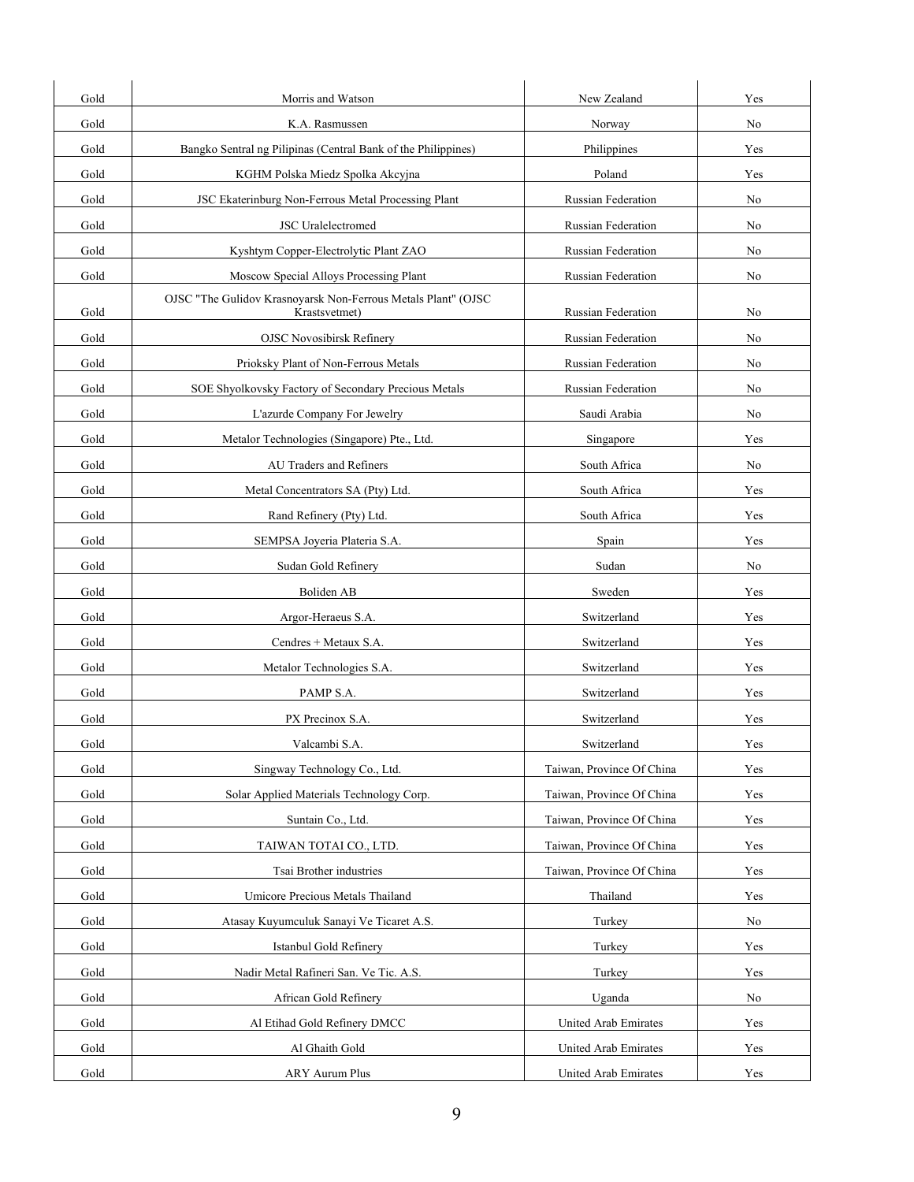| | | | |
|---|---|---|---|
| Gold | Morris and Watson | New Zealand | Yes |
| Gold | K.A. Rasmussen | Norway | No |
| Gold | Bangko Sentral ng Pilipinas (Central Bank of the Philippines) | Philippines | Yes |
| Gold | KGHM Polska Miedz Spolka Akcyjna | Poland | Yes |
| Gold | JSC Ekaterinburg Non-Ferrous Metal Processing Plant | Russian Federation | No |
| Gold | JSC Uralelectromed | Russian Federation | No |
| Gold | Kyshtym Copper-Electrolytic Plant ZAO | Russian Federation | No |
| Gold | Moscow Special Alloys Processing Plant | Russian Federation | No |
| Gold | OJSC "The Gulidov Krasnoyarsk Non-Ferrous Metals Plant" (OJSC Krastsvetmet) | Russian Federation | No |
| Gold | OJSC Novosibirsk Refinery | Russian Federation | No |
| Gold | Prioksky Plant of Non-Ferrous Metals | Russian Federation | No |
| Gold | SOE Shyolkovsky Factory of Secondary Precious Metals | Russian Federation | No |
| Gold | L'azurde Company For Jewelry | Saudi Arabia | No |
| Gold | Metalor Technologies (Singapore) Pte., Ltd. | Singapore | Yes |
| Gold | AU Traders and Refiners | South Africa | No |
| Gold | Metal Concentrators SA (Pty) Ltd. | South Africa | Yes |
| Gold | Rand Refinery (Pty) Ltd. | South Africa | Yes |
| Gold | SEMPSA Joyeria Plateria S.A. | Spain | Yes |
| Gold | Sudan Gold Refinery | Sudan | No |
| Gold | Boliden AB | Sweden | Yes |
| Gold | Argor-Heraeus S.A. | Switzerland | Yes |
| Gold | Cendres + Metaux S.A. | Switzerland | Yes |
| Gold | Metalor Technologies S.A. | Switzerland | Yes |
| Gold | PAMP S.A. | Switzerland | Yes |
| Gold | PX Precinox S.A. | Switzerland | Yes |
| Gold | Valcambi S.A. | Switzerland | Yes |
| Gold | Singway Technology Co., Ltd. | Taiwan, Province Of China | Yes |
| Gold | Solar Applied Materials Technology Corp. | Taiwan, Province Of China | Yes |
| Gold | Suntain Co., Ltd. | Taiwan, Province Of China | Yes |
| Gold | TAIWAN TOTAI CO., LTD. | Taiwan, Province Of China | Yes |
| Gold | Tsai Brother industries | Taiwan, Province Of China | Yes |
| Gold | Umicore Precious Metals Thailand | Thailand | Yes |
| Gold | Atasay Kuyumculuk Sanayi Ve Ticaret A.S. | Turkey | No |
| Gold | Istanbul Gold Refinery | Turkey | Yes |
| Gold | Nadir Metal Rafineri San. Ve Tic. A.S. | Turkey | Yes |
| Gold | African Gold Refinery | Uganda | No |
| Gold | Al Etihad Gold Refinery DMCC | United Arab Emirates | Yes |
| Gold | Al Ghaith Gold | United Arab Emirates | Yes |
| Gold | ARY Aurum Plus | United Arab Emirates | Yes |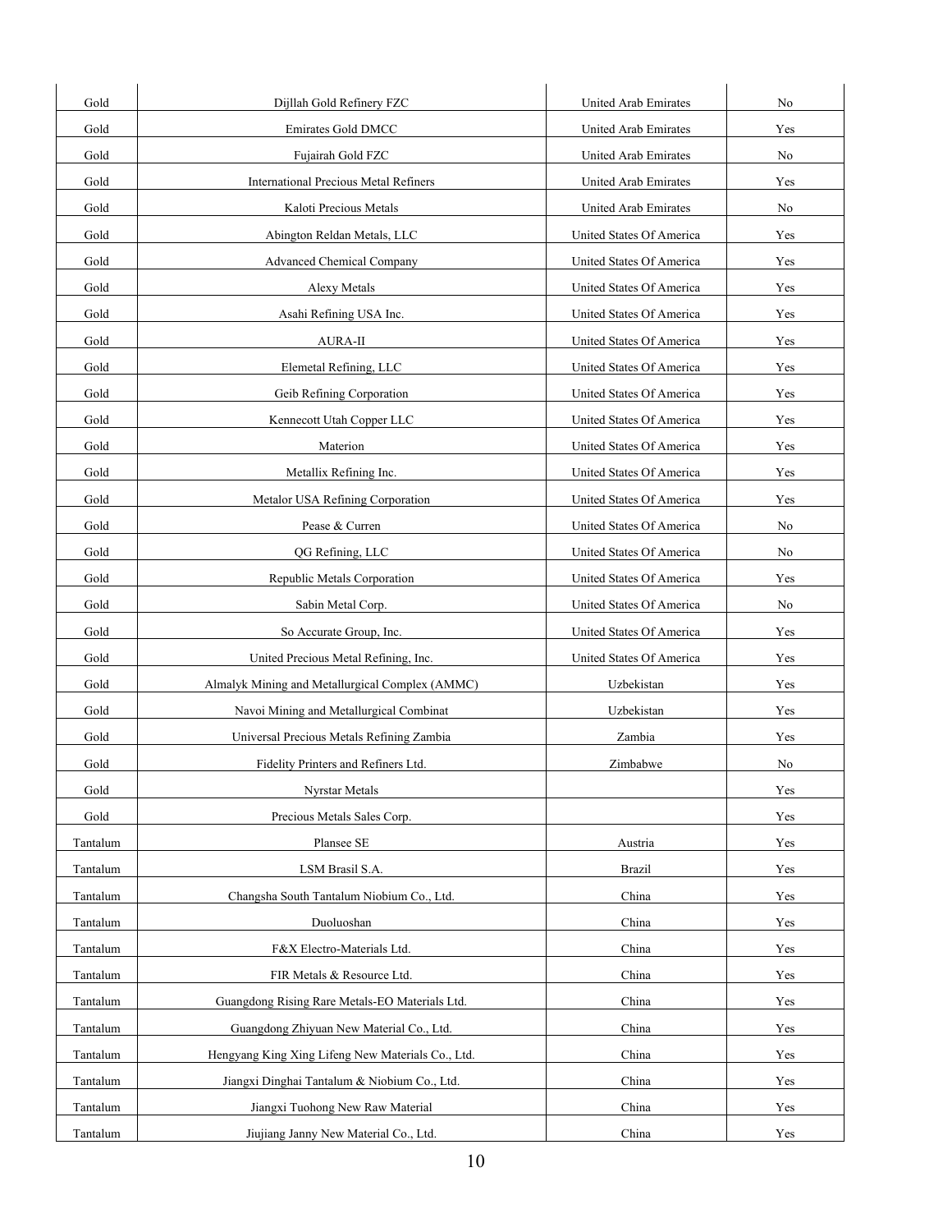| Gold | Dijllah Gold Refinery FZC | United Arab Emirates | No |
|---|---|---|---|
| Gold | Emirates Gold DMCC | United Arab Emirates | Yes |
| Gold | Fujairah Gold FZC | United Arab Emirates | No |
| Gold | International Precious Metal Refiners | United Arab Emirates | Yes |
| Gold | Kaloti Precious Metals | United Arab Emirates | No |
| Gold | Abington Reldan Metals, LLC | United States Of America | Yes |
| Gold | Advanced Chemical Company | United States Of America | Yes |
| Gold | Alexy Metals | United States Of America | Yes |
| Gold | Asahi Refining USA Inc. | United States Of America | Yes |
| Gold | AURA-II | United States Of America | Yes |
| Gold | Elemetal Refining, LLC | United States Of America | Yes |
| Gold | Geib Refining Corporation | United States Of America | Yes |
| Gold | Kennecott Utah Copper LLC | United States Of America | Yes |
| Gold | Materion | United States Of America | Yes |
| Gold | Metallix Refining Inc. | United States Of America | Yes |
| Gold | Metalor USA Refining Corporation | United States Of America | Yes |
| Gold | Pease & Curren | United States Of America | No |
| Gold | QG Refining, LLC | United States Of America | No |
| Gold | Republic Metals Corporation | United States Of America | Yes |
| Gold | Sabin Metal Corp. | United States Of America | No |
| Gold | So Accurate Group, Inc. | United States Of America | Yes |
| Gold | United Precious Metal Refining, Inc. | United States Of America | Yes |
| Gold | Almalyk Mining and Metallurgical Complex (AMMC) | Uzbekistan | Yes |
| Gold | Navoi Mining and Metallurgical Combinat | Uzbekistan | Yes |
| Gold | Universal Precious Metals Refining Zambia | Zambia | Yes |
| Gold | Fidelity Printers and Refiners Ltd. | Zimbabwe | No |
| Gold | Nyrstar Metals | | Yes |
| Gold | Precious Metals Sales Corp. | | Yes |
| Tantalum | Plansee SE | Austria | Yes |
| Tantalum | LSM Brasil S.A. | Brazil | Yes |
| Tantalum | Changsha South Tantalum Niobium Co., Ltd. | China | Yes |
| Tantalum | Duoluoshan | China | Yes |
| Tantalum | F&X Electro-Materials Ltd. | China | Yes |
| Tantalum | FIR Metals & Resource Ltd. | China | Yes |
| Tantalum | Guangdong Rising Rare Metals-EO Materials Ltd. | China | Yes |
| Tantalum | Guangdong Zhiyuan New Material Co., Ltd. | China | Yes |
| Tantalum | Hengyang King Xing Lifeng New Materials Co., Ltd. | China | Yes |
| Tantalum | Jiangxi Dinghai Tantalum & Niobium Co., Ltd. | China | Yes |
| Tantalum | Jiangxi Tuohong New Raw Material | China | Yes |
| Tantalum | Jiujiang Janny New Material Co., Ltd. | China | Yes |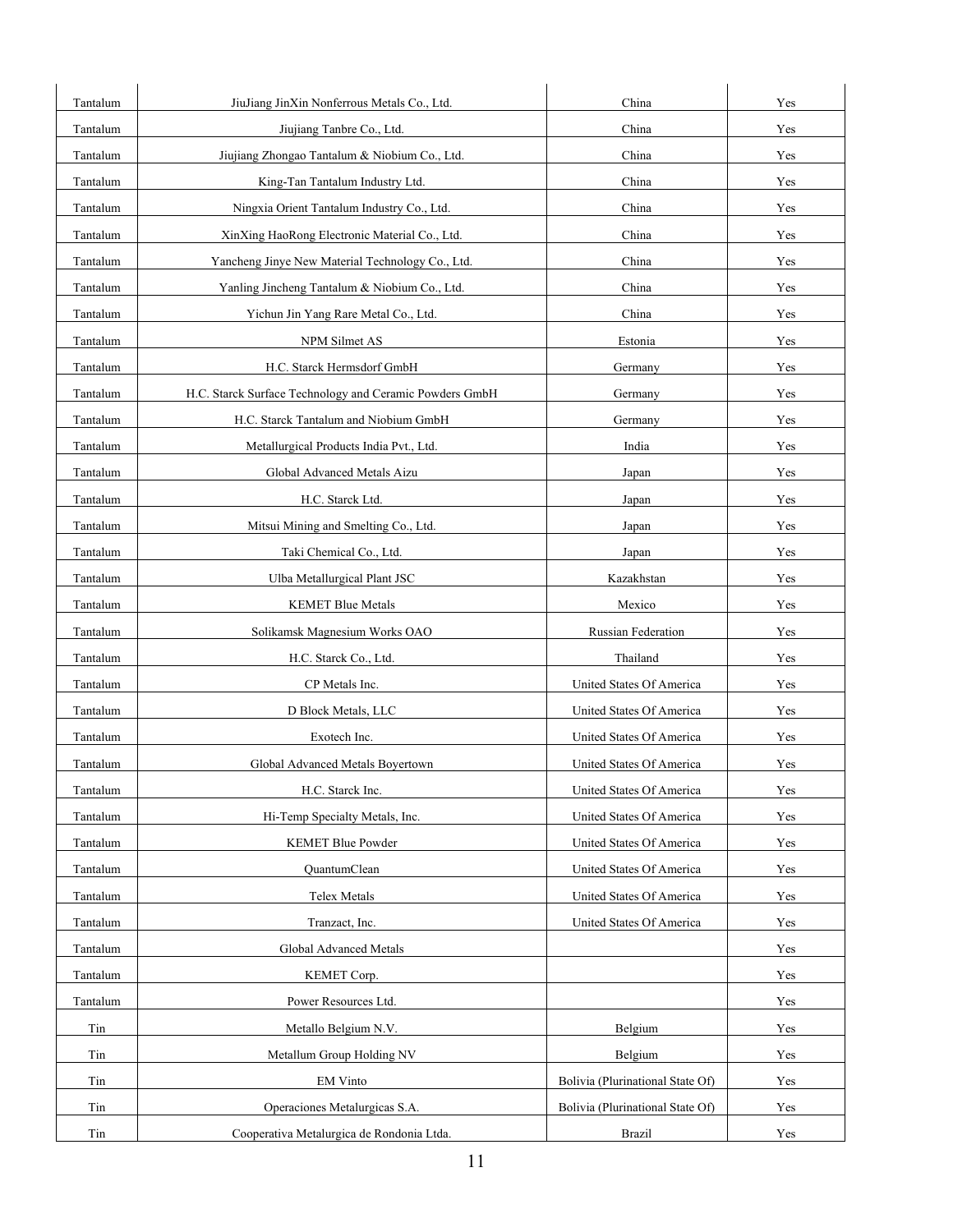| | | | |
|---|---|---|---|
| Tantalum | JiuJiang JinXin Nonferrous Metals Co., Ltd. | China | Yes |
| Tantalum | Jiujiang Tanbre Co., Ltd. | China | Yes |
| Tantalum | Jiujiang Zhongao Tantalum & Niobium Co., Ltd. | China | Yes |
| Tantalum | King-Tan Tantalum Industry Ltd. | China | Yes |
| Tantalum | Ningxia Orient Tantalum Industry Co., Ltd. | China | Yes |
| Tantalum | XinXing HaoRong Electronic Material Co., Ltd. | China | Yes |
| Tantalum | Yancheng Jinye New Material Technology Co., Ltd. | China | Yes |
| Tantalum | Yanling Jincheng Tantalum & Niobium Co., Ltd. | China | Yes |
| Tantalum | Yichun Jin Yang Rare Metal Co., Ltd. | China | Yes |
| Tantalum | NPM Silmet AS | Estonia | Yes |
| Tantalum | H.C. Starck Hermsdorf GmbH | Germany | Yes |
| Tantalum | H.C. Starck Surface Technology and Ceramic Powders GmbH | Germany | Yes |
| Tantalum | H.C. Starck Tantalum and Niobium GmbH | Germany | Yes |
| Tantalum | Metallurgical Products India Pvt., Ltd. | India | Yes |
| Tantalum | Global Advanced Metals Aizu | Japan | Yes |
| Tantalum | H.C. Starck Ltd. | Japan | Yes |
| Tantalum | Mitsui Mining and Smelting Co., Ltd. | Japan | Yes |
| Tantalum | Taki Chemical Co., Ltd. | Japan | Yes |
| Tantalum | Ulba Metallurgical Plant JSC | Kazakhstan | Yes |
| Tantalum | KEMET Blue Metals | Mexico | Yes |
| Tantalum | Solikamsk Magnesium Works OAO | Russian Federation | Yes |
| Tantalum | H.C. Starck Co., Ltd. | Thailand | Yes |
| Tantalum | CP Metals Inc. | United States Of America | Yes |
| Tantalum | D Block Metals, LLC | United States Of America | Yes |
| Tantalum | Exotech Inc. | United States Of America | Yes |
| Tantalum | Global Advanced Metals Boyertown | United States Of America | Yes |
| Tantalum | H.C. Starck Inc. | United States Of America | Yes |
| Tantalum | Hi-Temp Specialty Metals, Inc. | United States Of America | Yes |
| Tantalum | KEMET Blue Powder | United States Of America | Yes |
| Tantalum | QuantumClean | United States Of America | Yes |
| Tantalum | Telex Metals | United States Of America | Yes |
| Tantalum | Tranzact, Inc. | United States Of America | Yes |
| Tantalum | Global Advanced Metals | | Yes |
| Tantalum | KEMET Corp. | | Yes |
| Tantalum | Power Resources Ltd. | | Yes |
| Tin | Metallo Belgium N.V. | Belgium | Yes |
| Tin | Metallum Group Holding NV | Belgium | Yes |
| Tin | EM Vinto | Bolivia (Plurinational State Of) | Yes |
| Tin | Operaciones Metalurgicas S.A. | Bolivia (Plurinational State Of) | Yes |
| Tin | Cooperativa Metalurgica de Rondonia Ltda. | Brazil | Yes |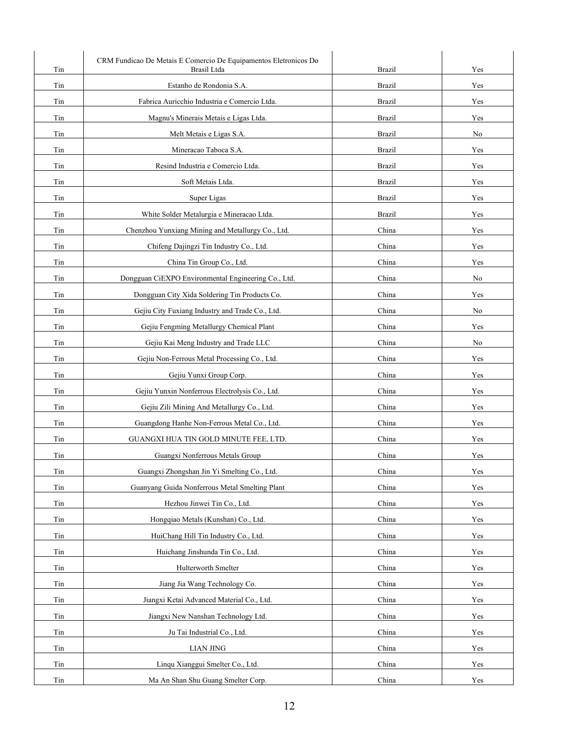| | | | |
|---|---|---|---|
| Tin | CRM Fundicao De Metais E Comercio De Equipamentos Eletronicos Do Brasil Ltda | Brazil | Yes |
| Tin | Estanho de Rondonia S.A. | Brazil | Yes |
| Tin | Fabrica Auricchio Industria e Comercio Ltda. | Brazil | Yes |
| Tin | Magnu's Minerais Metais e Ligas Ltda. | Brazil | Yes |
| Tin | Melt Metais e Ligas S.A. | Brazil | No |
| Tin | Mineracao Taboca S.A. | Brazil | Yes |
| Tin | Resind Industria e Comercio Ltda. | Brazil | Yes |
| Tin | Soft Metais Ltda. | Brazil | Yes |
| Tin | Super Ligas | Brazil | Yes |
| Tin | White Solder Metalurgia e Mineracao Ltda. | Brazil | Yes |
| Tin | Chenzhou Yunxiang Mining and Metallurgy Co., Ltd. | China | Yes |
| Tin | Chifeng Dajingzi Tin Industry Co., Ltd. | China | Yes |
| Tin | China Tin Group Co., Ltd. | China | Yes |
| Tin | Dongguan CiEXPO Environmental Engineering Co., Ltd. | China | No |
| Tin | Dongguan City Xida Soldering Tin Products Co. | China | Yes |
| Tin | Gejiu City Fuxiang Industry and Trade Co., Ltd. | China | No |
| Tin | Gejiu Fengming Metallurgy Chemical Plant | China | Yes |
| Tin | Gejiu Kai Meng Industry and Trade LLC | China | No |
| Tin | Gejiu Non-Ferrous Metal Processing Co., Ltd. | China | Yes |
| Tin | Gejiu Yunxi Group Corp. | China | Yes |
| Tin | Gejiu Yunxin Nonferrous Electrolysis Co., Ltd. | China | Yes |
| Tin | Gejiu Zili Mining And Metallurgy Co., Ltd. | China | Yes |
| Tin | Guangdong Hanhe Non-Ferrous Metal Co., Ltd. | China | Yes |
| Tin | GUANGXI HUA TIN GOLD MINUTE FEE, LTD. | China | Yes |
| Tin | Guangxi Nonferrous Metals Group | China | Yes |
| Tin | Guangxi Zhongshan Jin Yi Smelting Co., Ltd. | China | Yes |
| Tin | Guanyang Guida Nonferrous Metal Smelting Plant | China | Yes |
| Tin | Hezhou Jinwei Tin Co., Ltd. | China | Yes |
| Tin | Hongqiao Metals (Kunshan) Co., Ltd. | China | Yes |
| Tin | HuiChang Hill Tin Industry Co., Ltd. | China | Yes |
| Tin | Huichang Jinshunda Tin Co., Ltd. | China | Yes |
| Tin | Hulterworth Smelter | China | Yes |
| Tin | Jiang Jia Wang Technology Co. | China | Yes |
| Tin | Jiangxi Ketai Advanced Material Co., Ltd. | China | Yes |
| Tin | Jiangxi New Nanshan Technology Ltd. | China | Yes |
| Tin | Ju Tai Industrial Co., Ltd. | China | Yes |
| Tin | LIAN JING | China | Yes |
| Tin | Linqu Xianggui Smelter Co., Ltd. | China | Yes |
| Tin | Ma An Shan Shu Guang Smelter Corp. | China | Yes |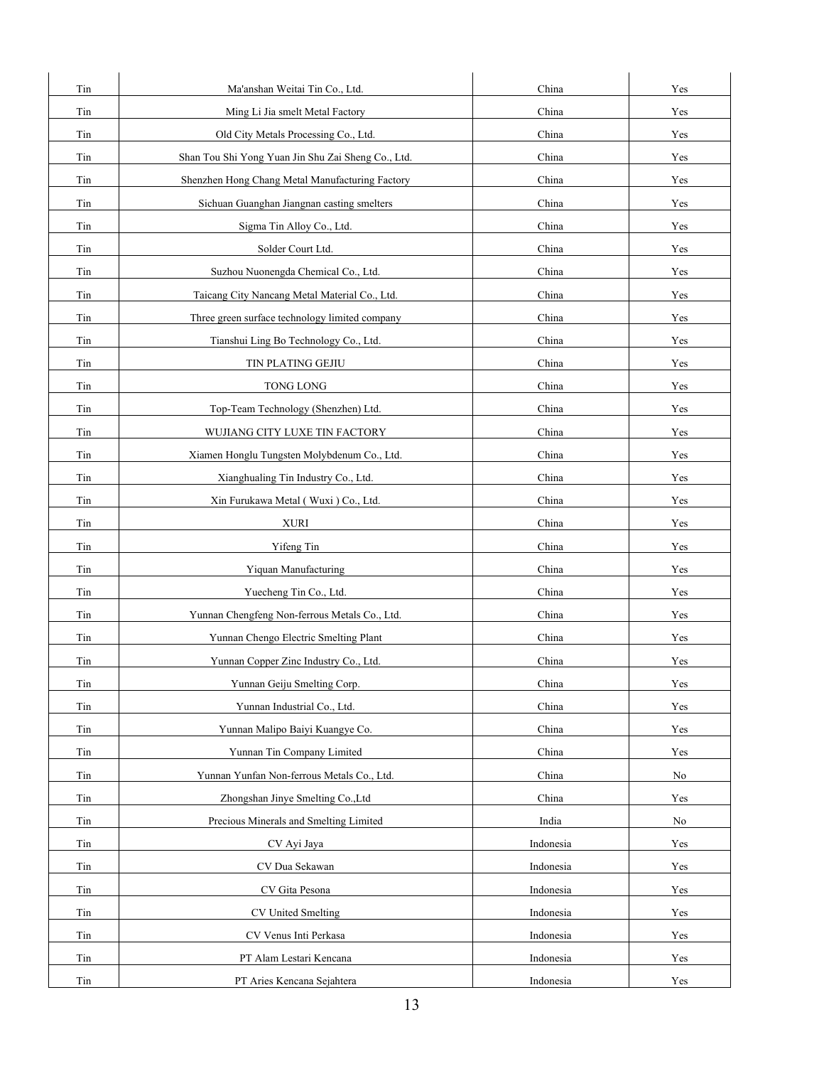| | | | |
|---|---|---|---|
| Tin | Ma'anshan Weitai Tin Co., Ltd. | China | Yes |
| Tin | Ming Li Jia smelt Metal Factory | China | Yes |
| Tin | Old City Metals Processing Co., Ltd. | China | Yes |
| Tin | Shan Tou Shi Yong Yuan Jin Shu Zai Sheng Co., Ltd. | China | Yes |
| Tin | Shenzhen Hong Chang Metal Manufacturing Factory | China | Yes |
| Tin | Sichuan Guanghan Jiangnan casting smelters | China | Yes |
| Tin | Sigma Tin Alloy Co., Ltd. | China | Yes |
| Tin | Solder Court Ltd. | China | Yes |
| Tin | Suzhou Nuonengda Chemical Co., Ltd. | China | Yes |
| Tin | Taicang City Nancang Metal Material Co., Ltd. | China | Yes |
| Tin | Three green surface technology limited company | China | Yes |
| Tin | Tianshui Ling Bo Technology Co., Ltd. | China | Yes |
| Tin | TIN PLATING GEJIU | China | Yes |
| Tin | TONG LONG | China | Yes |
| Tin | Top-Team Technology (Shenzhen) Ltd. | China | Yes |
| Tin | WUJIANG CITY LUXE TIN FACTORY | China | Yes |
| Tin | Xiamen Honglu Tungsten Molybdenum Co., Ltd. | China | Yes |
| Tin | Xianghualing Tin Industry Co., Ltd. | China | Yes |
| Tin | Xin Furukawa Metal ( Wuxi ) Co., Ltd. | China | Yes |
| Tin | XURI | China | Yes |
| Tin | Yifeng Tin | China | Yes |
| Tin | Yiquan Manufacturing | China | Yes |
| Tin | Yuecheng Tin Co., Ltd. | China | Yes |
| Tin | Yunnan Chengfeng Non-ferrous Metals Co., Ltd. | China | Yes |
| Tin | Yunnan Chengo Electric Smelting Plant | China | Yes |
| Tin | Yunnan Copper Zinc Industry Co., Ltd. | China | Yes |
| Tin | Yunnan Geiju Smelting Corp. | China | Yes |
| Tin | Yunnan Industrial Co., Ltd. | China | Yes |
| Tin | Yunnan Malipo Baiyi Kuangye Co. | China | Yes |
| Tin | Yunnan Tin Company Limited | China | Yes |
| Tin | Yunnan Yunfan Non-ferrous Metals Co., Ltd. | China | No |
| Tin | Zhongshan Jinye Smelting Co.,Ltd | China | Yes |
| Tin | Precious Minerals and Smelting Limited | India | No |
| Tin | CV Ayi Jaya | Indonesia | Yes |
| Tin | CV Dua Sekawan | Indonesia | Yes |
| Tin | CV Gita Pesona | Indonesia | Yes |
| Tin | CV United Smelting | Indonesia | Yes |
| Tin | CV Venus Inti Perkasa | Indonesia | Yes |
| Tin | PT Alam Lestari Kencana | Indonesia | Yes |
| Tin | PT Aries Kencana Sejahtera | Indonesia | Yes |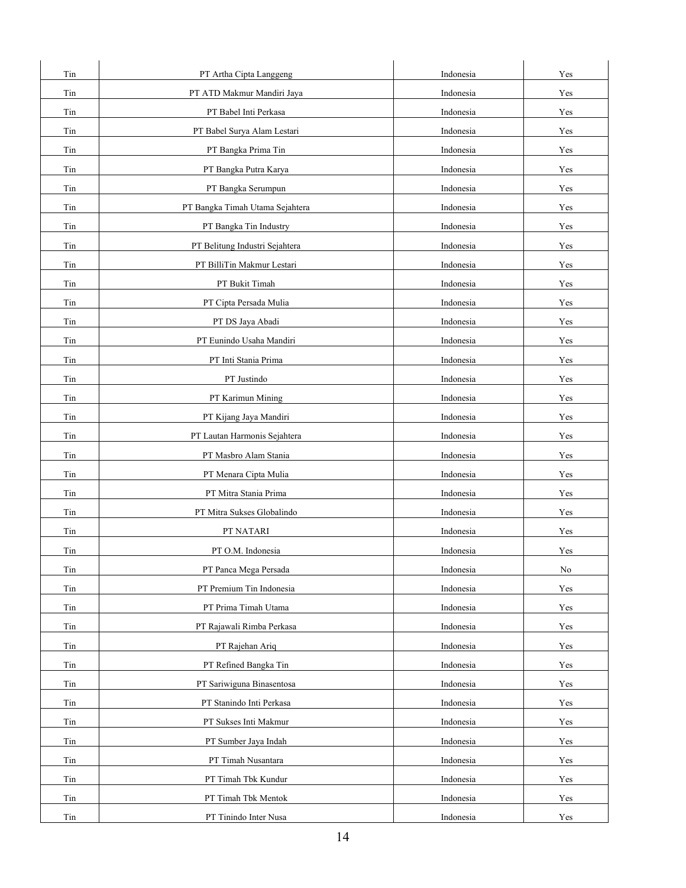| | | | |
|---|---|---|---|
| Tin | PT Artha Cipta Langgeng | Indonesia | Yes |
| Tin | PT ATD Makmur Mandiri Jaya | Indonesia | Yes |
| Tin | PT Babel Inti Perkasa | Indonesia | Yes |
| Tin | PT Babel Surya Alam Lestari | Indonesia | Yes |
| Tin | PT Bangka Prima Tin | Indonesia | Yes |
| Tin | PT Bangka Putra Karya | Indonesia | Yes |
| Tin | PT Bangka Serumpun | Indonesia | Yes |
| Tin | PT Bangka Timah Utama Sejahtera | Indonesia | Yes |
| Tin | PT Bangka Tin Industry | Indonesia | Yes |
| Tin | PT Belitung Industri Sejahtera | Indonesia | Yes |
| Tin | PT BilliTin Makmur Lestari | Indonesia | Yes |
| Tin | PT Bukit Timah | Indonesia | Yes |
| Tin | PT Cipta Persada Mulia | Indonesia | Yes |
| Tin | PT DS Jaya Abadi | Indonesia | Yes |
| Tin | PT Eunindo Usaha Mandiri | Indonesia | Yes |
| Tin | PT Inti Stania Prima | Indonesia | Yes |
| Tin | PT Justindo | Indonesia | Yes |
| Tin | PT Karimun Mining | Indonesia | Yes |
| Tin | PT Kijang Jaya Mandiri | Indonesia | Yes |
| Tin | PT Lautan Harmonis Sejahtera | Indonesia | Yes |
| Tin | PT Masbro Alam Stania | Indonesia | Yes |
| Tin | PT Menara Cipta Mulia | Indonesia | Yes |
| Tin | PT Mitra Stania Prima | Indonesia | Yes |
| Tin | PT Mitra Sukses Globalindo | Indonesia | Yes |
| Tin | PT NATARI | Indonesia | Yes |
| Tin | PT O.M. Indonesia | Indonesia | Yes |
| Tin | PT Panca Mega Persada | Indonesia | No |
| Tin | PT Premium Tin Indonesia | Indonesia | Yes |
| Tin | PT Prima Timah Utama | Indonesia | Yes |
| Tin | PT Rajawali Rimba Perkasa | Indonesia | Yes |
| Tin | PT Rajehan Ariq | Indonesia | Yes |
| Tin | PT Refined Bangka Tin | Indonesia | Yes |
| Tin | PT Sariwiguna Binasentosa | Indonesia | Yes |
| Tin | PT Stanindo Inti Perkasa | Indonesia | Yes |
| Tin | PT Sukses Inti Makmur | Indonesia | Yes |
| Tin | PT Sumber Jaya Indah | Indonesia | Yes |
| Tin | PT Timah Nusantara | Indonesia | Yes |
| Tin | PT Timah Tbk Kundur | Indonesia | Yes |
| Tin | PT Timah Tbk Mentok | Indonesia | Yes |
| Tin | PT Tinindo Inter Nusa | Indonesia | Yes |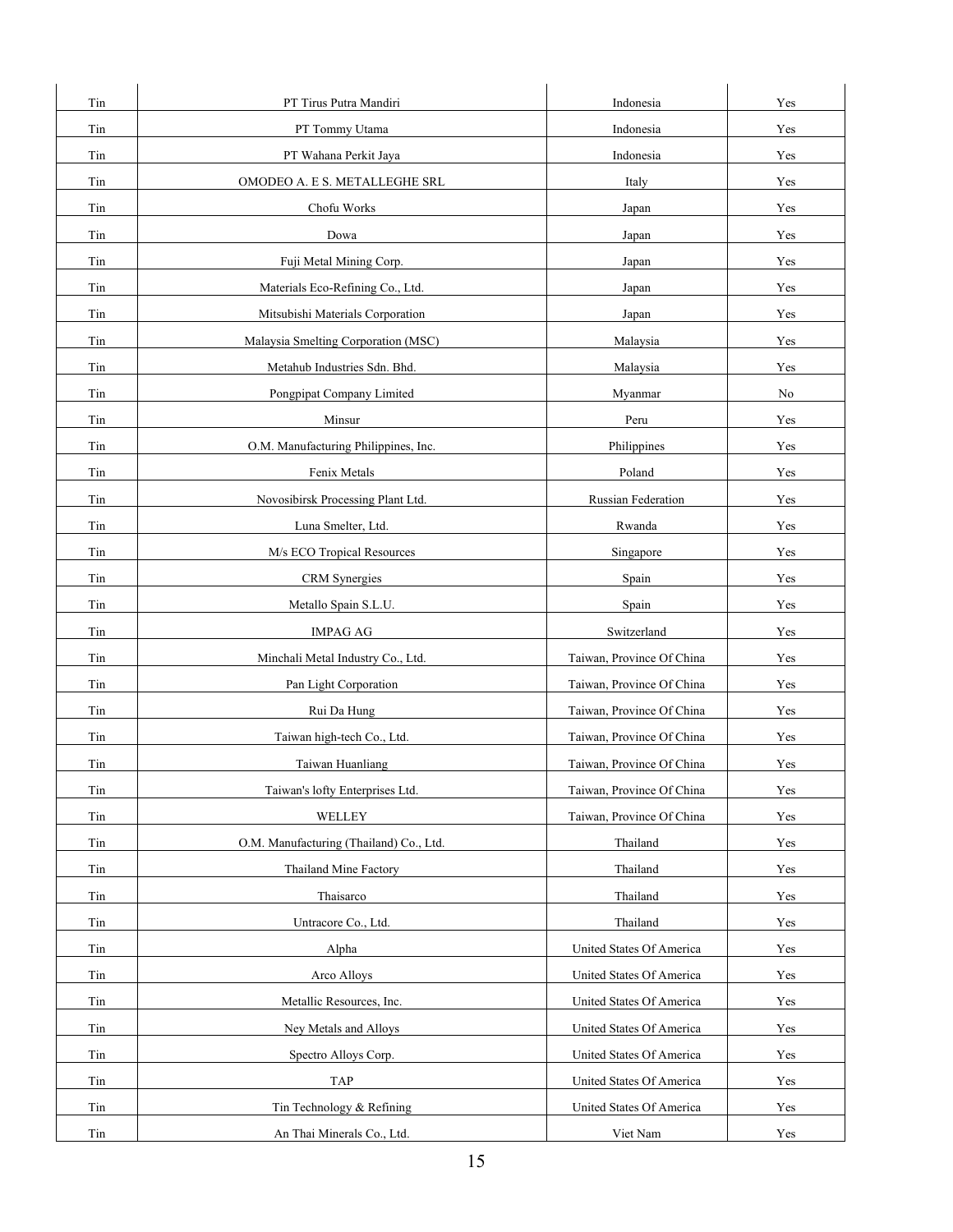| | | | |
|---|---|---|---|
| Tin | PT Tirus Putra Mandiri | Indonesia | Yes |
| Tin | PT Tommy Utama | Indonesia | Yes |
| Tin | PT Wahana Perkit Jaya | Indonesia | Yes |
| Tin | OMODEO A. E S. METALLEGHE SRL | Italy | Yes |
| Tin | Chofu Works | Japan | Yes |
| Tin | Dowa | Japan | Yes |
| Tin | Fuji Metal Mining Corp. | Japan | Yes |
| Tin | Materials Eco-Refining Co., Ltd. | Japan | Yes |
| Tin | Mitsubishi Materials Corporation | Japan | Yes |
| Tin | Malaysia Smelting Corporation (MSC) | Malaysia | Yes |
| Tin | Metahub Industries Sdn. Bhd. | Malaysia | Yes |
| Tin | Pongpipat Company Limited | Myanmar | No |
| Tin | Minsur | Peru | Yes |
| Tin | O.M. Manufacturing Philippines, Inc. | Philippines | Yes |
| Tin | Fenix Metals | Poland | Yes |
| Tin | Novosibirsk Processing Plant Ltd. | Russian Federation | Yes |
| Tin | Luna Smelter, Ltd. | Rwanda | Yes |
| Tin | M/s ECO Tropical Resources | Singapore | Yes |
| Tin | CRM Synergies | Spain | Yes |
| Tin | Metallo Spain S.L.U. | Spain | Yes |
| Tin | IMPAG AG | Switzerland | Yes |
| Tin | Minchali Metal Industry Co., Ltd. | Taiwan, Province Of China | Yes |
| Tin | Pan Light Corporation | Taiwan, Province Of China | Yes |
| Tin | Rui Da Hung | Taiwan, Province Of China | Yes |
| Tin | Taiwan high-tech Co., Ltd. | Taiwan, Province Of China | Yes |
| Tin | Taiwan Huanliang | Taiwan, Province Of China | Yes |
| Tin | Taiwan's lofty Enterprises Ltd. | Taiwan, Province Of China | Yes |
| Tin | WELLEY | Taiwan, Province Of China | Yes |
| Tin | O.M. Manufacturing (Thailand) Co., Ltd. | Thailand | Yes |
| Tin | Thailand Mine Factory | Thailand | Yes |
| Tin | Thaisarco | Thailand | Yes |
| Tin | Untracore Co., Ltd. | Thailand | Yes |
| Tin | Alpha | United States Of America | Yes |
| Tin | Arco Alloys | United States Of America | Yes |
| Tin | Metallic Resources, Inc. | United States Of America | Yes |
| Tin | Ney Metals and Alloys | United States Of America | Yes |
| Tin | Spectro Alloys Corp. | United States Of America | Yes |
| Tin | TAP | United States Of America | Yes |
| Tin | Tin Technology & Refining | United States Of America | Yes |
| Tin | An Thai Minerals Co., Ltd. | Viet Nam | Yes |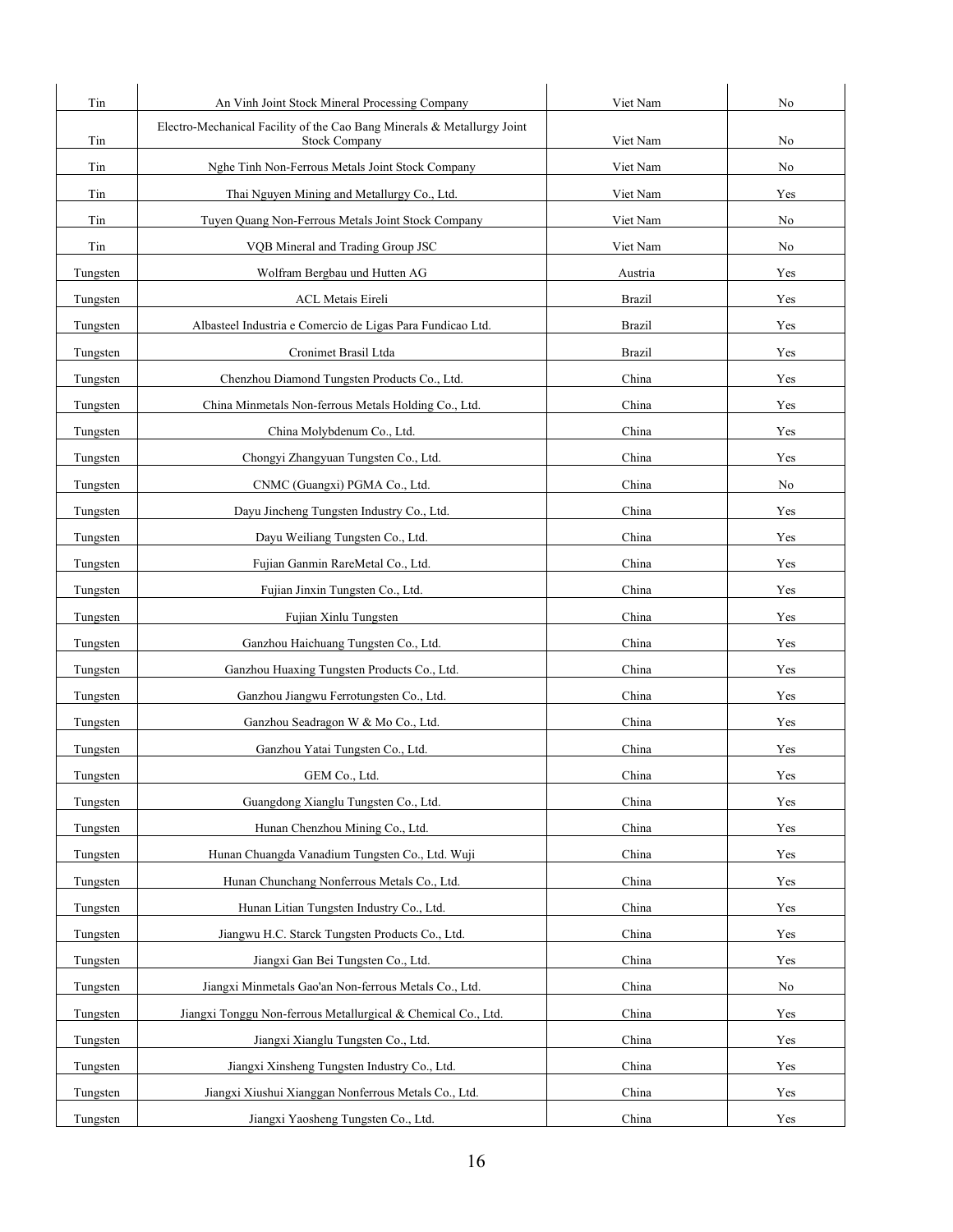| Tin | An Vinh Joint Stock Mineral Processing Company | Viet Nam | No |
|---|---|---|---|
| Tin | Electro-Mechanical Facility of the Cao Bang Minerals & Metallurgy Joint Stock Company | Viet Nam | No |
| Tin | Nghe Tinh Non-Ferrous Metals Joint Stock Company | Viet Nam | No |
| Tin | Thai Nguyen Mining and Metallurgy Co., Ltd. | Viet Nam | Yes |
| Tin | Tuyen Quang Non-Ferrous Metals Joint Stock Company | Viet Nam | No |
| Tin | VQB Mineral and Trading Group JSC | Viet Nam | No |
| Tungsten | Wolfram Bergbau und Hutten AG | Austria | Yes |
| Tungsten | ACL Metais Eireli | Brazil | Yes |
| Tungsten | Albasteel Industria e Comercio de Ligas Para Fundicao Ltd. | Brazil | Yes |
| Tungsten | Cronimet Brasil Ltda | Brazil | Yes |
| Tungsten | Chenzhou Diamond Tungsten Products Co., Ltd. | China | Yes |
| Tungsten | China Minmetals Non-ferrous Metals Holding Co., Ltd. | China | Yes |
| Tungsten | China Molybdenum Co., Ltd. | China | Yes |
| Tungsten | Chongyi Zhangyuan Tungsten Co., Ltd. | China | Yes |
| Tungsten | CNMC (Guangxi) PGMA Co., Ltd. | China | No |
| Tungsten | Dayu Jincheng Tungsten Industry Co., Ltd. | China | Yes |
| Tungsten | Dayu Weiliang Tungsten Co., Ltd. | China | Yes |
| Tungsten | Fujian Ganmin RareMetal Co., Ltd. | China | Yes |
| Tungsten | Fujian Jinxin Tungsten Co., Ltd. | China | Yes |
| Tungsten | Fujian Xinlu Tungsten | China | Yes |
| Tungsten | Ganzhou Haichuang Tungsten Co., Ltd. | China | Yes |
| Tungsten | Ganzhou Huaxing Tungsten Products Co., Ltd. | China | Yes |
| Tungsten | Ganzhou Jiangwu Ferrotungsten Co., Ltd. | China | Yes |
| Tungsten | Ganzhou Seadragon W & Mo Co., Ltd. | China | Yes |
| Tungsten | Ganzhou Yatai Tungsten Co., Ltd. | China | Yes |
| Tungsten | GEM Co., Ltd. | China | Yes |
| Tungsten | Guangdong Xianglu Tungsten Co., Ltd. | China | Yes |
| Tungsten | Hunan Chenzhou Mining Co., Ltd. | China | Yes |
| Tungsten | Hunan Chuangda Vanadium Tungsten Co., Ltd. Wuji | China | Yes |
| Tungsten | Hunan Chunchang Nonferrous Metals Co., Ltd. | China | Yes |
| Tungsten | Hunan Litian Tungsten Industry Co., Ltd. | China | Yes |
| Tungsten | Jiangwu H.C. Starck Tungsten Products Co., Ltd. | China | Yes |
| Tungsten | Jiangxi Gan Bei Tungsten Co., Ltd. | China | Yes |
| Tungsten | Jiangxi Minmetals Gao'an Non-ferrous Metals Co., Ltd. | China | No |
| Tungsten | Jiangxi Tonggu Non-ferrous Metallurgical & Chemical Co., Ltd. | China | Yes |
| Tungsten | Jiangxi Xianglu Tungsten Co., Ltd. | China | Yes |
| Tungsten | Jiangxi Xinsheng Tungsten Industry Co., Ltd. | China | Yes |
| Tungsten | Jiangxi Xiushui Xianggan Nonferrous Metals Co., Ltd. | China | Yes |
| Tungsten | Jiangxi Yaosheng Tungsten Co., Ltd. | China | Yes |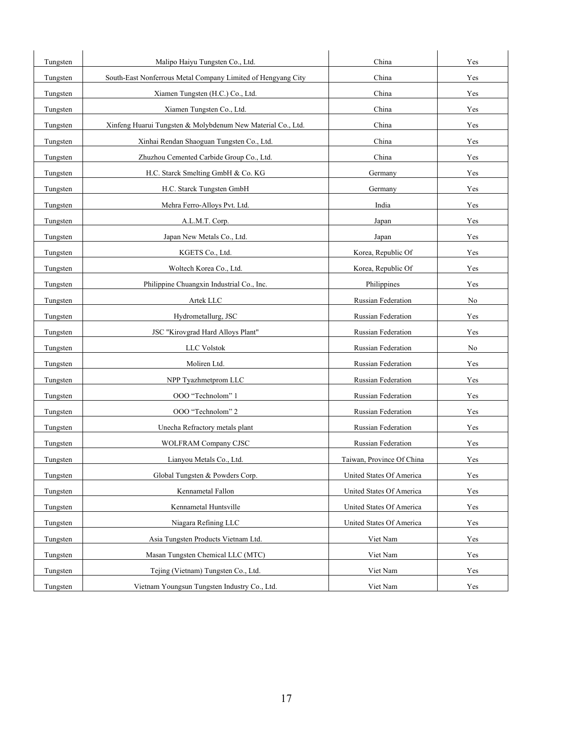| | | | |
|---|---|---|---|
| Tungsten | Malipo Haiyu Tungsten Co., Ltd. | China | Yes |
| Tungsten | South-East Nonferrous Metal Company Limited of Hengyang City | China | Yes |
| Tungsten | Xiamen Tungsten (H.C.) Co., Ltd. | China | Yes |
| Tungsten | Xiamen Tungsten Co., Ltd. | China | Yes |
| Tungsten | Xinfeng Huarui Tungsten & Molybdenum New Material Co., Ltd. | China | Yes |
| Tungsten | Xinhai Rendan Shaoguan Tungsten Co., Ltd. | China | Yes |
| Tungsten | Zhuzhou Cemented Carbide Group Co., Ltd. | China | Yes |
| Tungsten | H.C. Starck Smelting GmbH & Co. KG | Germany | Yes |
| Tungsten | H.C. Starck Tungsten GmbH | Germany | Yes |
| Tungsten | Mehra Ferro-Alloys Pvt. Ltd. | India | Yes |
| Tungsten | A.L.M.T. Corp. | Japan | Yes |
| Tungsten | Japan New Metals Co., Ltd. | Japan | Yes |
| Tungsten | KGETS Co., Ltd. | Korea, Republic Of | Yes |
| Tungsten | Woltech Korea Co., Ltd. | Korea, Republic Of | Yes |
| Tungsten | Philippine Chuangxin Industrial Co., Inc. | Philippines | Yes |
| Tungsten | Artek LLC | Russian Federation | No |
| Tungsten | Hydrometallurg, JSC | Russian Federation | Yes |
| Tungsten | JSC "Kirovgrad Hard Alloys Plant" | Russian Federation | Yes |
| Tungsten | LLC Volstok | Russian Federation | No |
| Tungsten | Moliren Ltd. | Russian Federation | Yes |
| Tungsten | NPP Tyazhmetprom LLC | Russian Federation | Yes |
| Tungsten | OOO “Technolom” 1 | Russian Federation | Yes |
| Tungsten | OOO “Technolom” 2 | Russian Federation | Yes |
| Tungsten | Unecha Refractory metals plant | Russian Federation | Yes |
| Tungsten | WOLFRAM Company CJSC | Russian Federation | Yes |
| Tungsten | Lianyou Metals Co., Ltd. | Taiwan, Province Of China | Yes |
| Tungsten | Global Tungsten & Powders Corp. | United States Of America | Yes |
| Tungsten | Kennametal Fallon | United States Of America | Yes |
| Tungsten | Kennametal Huntsville | United States Of America | Yes |
| Tungsten | Niagara Refining LLC | United States Of America | Yes |
| Tungsten | Asia Tungsten Products Vietnam Ltd. | Viet Nam | Yes |
| Tungsten | Masan Tungsten Chemical LLC (MTC) | Viet Nam | Yes |
| Tungsten | Tejing (Vietnam) Tungsten Co., Ltd. | Viet Nam | Yes |
| Tungsten | Vietnam Youngsun Tungsten Industry Co., Ltd. | Viet Nam | Yes |